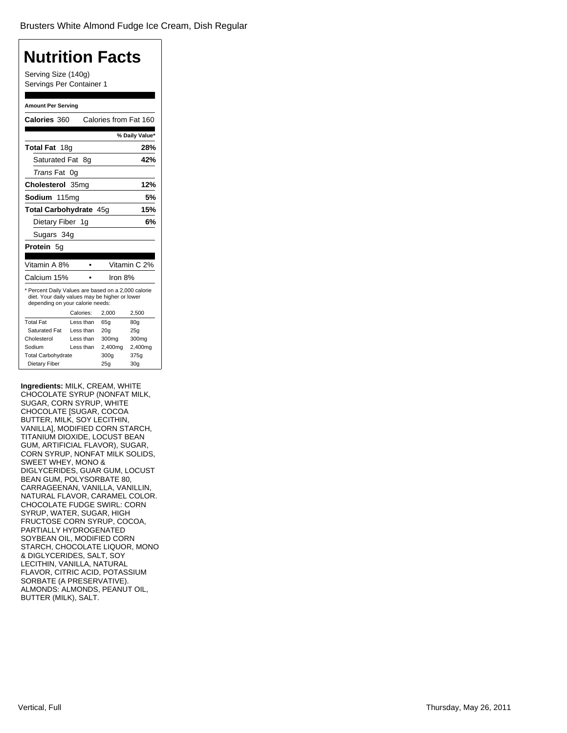Brusters White Almond Fudge Ice Cream, Dish Regular

# Nutrition Facts

Serving Size (140g)
Servings Per Container 1

**Amount Per Serving**

**Calories** 360 Calories from Fat 160

| | % Daily Value* |
|---|---|
| **Total Fat** 18g | **28%** |
| Saturated Fat 8g | **42%** |
| *Trans* Fat 0g | |
| **Cholesterol** 35mg | **12%** |
| **Sodium** 115mg | **5%** |
| **Total Carbohydrate** 45g | **15%** |
| Dietary Fiber 1g | **6%** |
| Sugars 34g | |
| **Protein** 5g | |

| | | |
|---|---|---|
| Vitamin A 8% | • | Vitamin C 2% |
| Calcium 15% | • | Iron 8% |

* Percent Daily Values are based on a 2,000 calorie diet. Your daily values may be higher or lower depending on your calorie needs:

| | Calories: | 2,000 | 2,500 |
|---|---|---|---|
| Total Fat | Less than | 65g | 80g |
| Saturated Fat | Less than | 20g | 25g |
| Cholesterol | Less than | 300mg | 300mg |
| Sodium | Less than | 2,400mg | 2,400mg |
| Total Carbohydrate | | 300g | 375g |
| Dietary Fiber | | 25g | 30g |

**Ingredients:** MILK, CREAM, WHITE CHOCOLATE SYRUP (NONFAT MILK, SUGAR, CORN SYRUP, WHITE CHOCOLATE [SUGAR, COCOA BUTTER, MILK, SOY LECITHIN, VANILLA], MODIFIED CORN STARCH, TITANIUM DIOXIDE, LOCUST BEAN GUM, ARTIFICIAL FLAVOR), SUGAR, CORN SYRUP, NONFAT MILK SOLIDS, SWEET WHEY, MONO & DIGLYCERIDES, GUAR GUM, LOCUST BEAN GUM, POLYSORBATE 80, CARRAGEENAN, VANILLA, VANILLIN, NATURAL FLAVOR, CARAMEL COLOR. CHOCOLATE FUDGE SWIRL: CORN SYRUP, WATER, SUGAR, HIGH FRUCTOSE CORN SYRUP, COCOA, PARTIALLY HYDROGENATED SOYBEAN OIL, MODIFIED CORN STARCH, CHOCOLATE LIQUOR, MONO & DIGLYCERIDES, SALT, SOY LECITHIN, VANILLA, NATURAL FLAVOR, CITRIC ACID, POTASSIUM SORBATE (A PRESERVATIVE). ALMONDS: ALMONDS, PEANUT OIL, BUTTER (MILK), SALT.

Vertical, Full

Thursday, May 26, 2011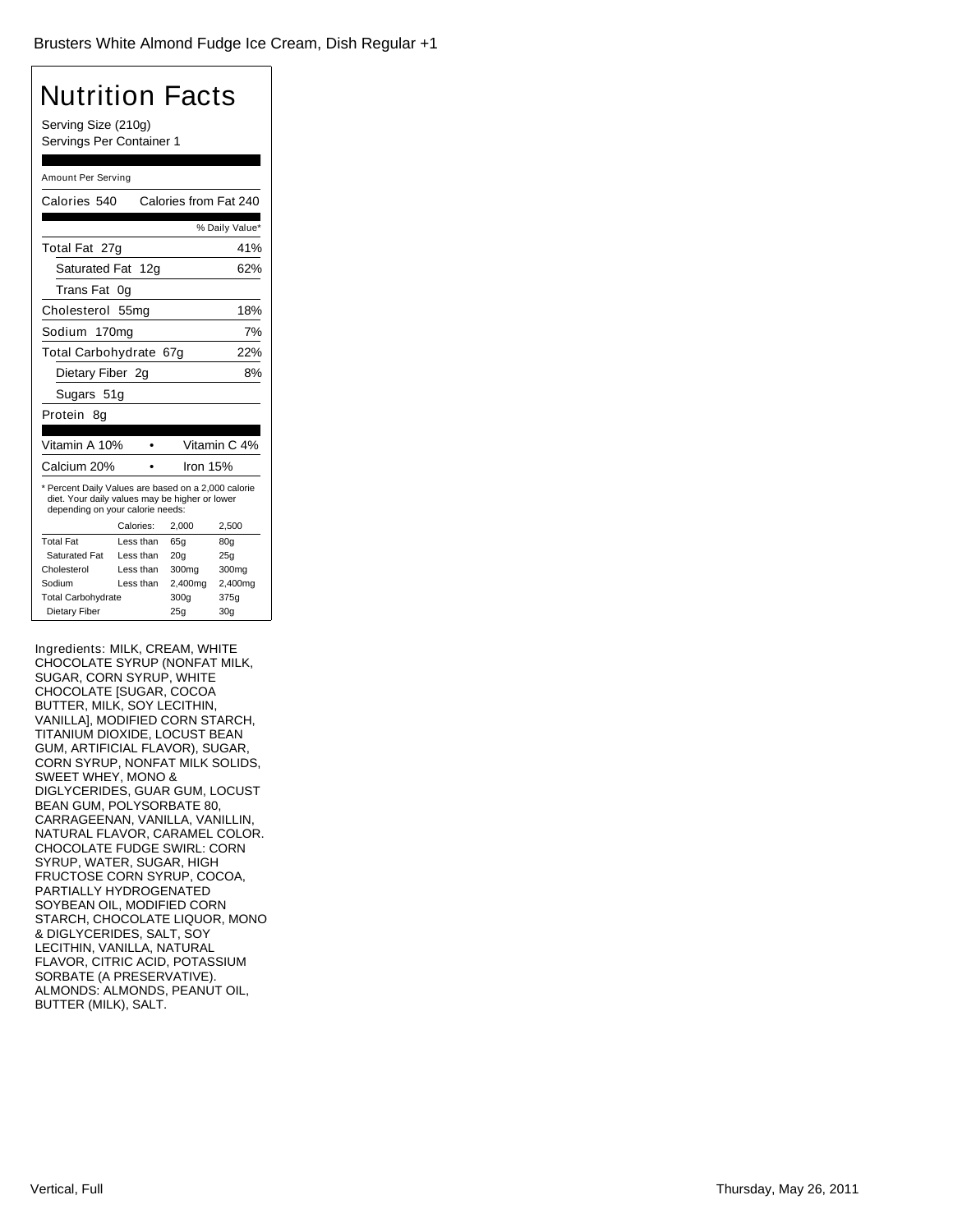Brusters White Almond Fudge Ice Cream, Dish Regular +1

# Nutrition Facts

Serving Size (210g)
Servings Per Container 1

Amount Per Serving

| Calories 540 | Calories from Fat 240 |
|---|---|
| | % Daily Value* |
| Total Fat 27g | 41% |
| Saturated Fat 12g | 62% |
| Trans Fat 0g | |
| Cholesterol 55mg | 18% |
| Sodium 170mg | 7% |
| Total Carbohydrate 67g | 22% |
| Dietary Fiber 2g | 8% |
| Sugars 51g | |
| Protein 8g | |

| Vitamin A 10% | Vitamin C 4% |
|---|---|
| Calcium 20% | Iron 15% |

* Percent Daily Values are based on a 2,000 calorie diet. Your daily values may be higher or lower depending on your calorie needs:

| | Calories: | 2,000 | 2,500 |
|---|---|---|---|
| Total Fat | Less than | 65g | 80g |
| Saturated Fat | Less than | 20g | 25g |
| Cholesterol | Less than | 300mg | 300mg |
| Sodium | Less than | 2,400mg | 2,400mg |
| Total Carbohydrate | | 300g | 375g |
| Dietary Fiber | | 25g | 30g |

Ingredients: MILK, CREAM, WHITE CHOCOLATE SYRUP (NONFAT MILK, SUGAR, CORN SYRUP, WHITE CHOCOLATE [SUGAR, COCOA BUTTER, MILK, SOY LECITHIN, VANILLA], MODIFIED CORN STARCH, TITANIUM DIOXIDE, LOCUST BEAN GUM, ARTIFICIAL FLAVOR), SUGAR, CORN SYRUP, NONFAT MILK SOLIDS, SWEET WHEY, MONO & DIGLYCERIDES, GUAR GUM, LOCUST BEAN GUM, POLYSORBATE 80, CARRAGEENAN, VANILLA, VANILLIN, NATURAL FLAVOR, CARAMEL COLOR. CHOCOLATE FUDGE SWIRL: CORN SYRUP, WATER, SUGAR, HIGH FRUCTOSE CORN SYRUP, COCOA, PARTIALLY HYDROGENATED SOYBEAN OIL, MODIFIED CORN STARCH, CHOCOLATE LIQUOR, MONO & DIGLYCERIDES, SALT, SOY LECITHIN, VANILLA, NATURAL FLAVOR, CITRIC ACID, POTASSIUM SORBATE (A PRESERVATIVE). ALMONDS: ALMONDS, PEANUT OIL, BUTTER (MILK), SALT.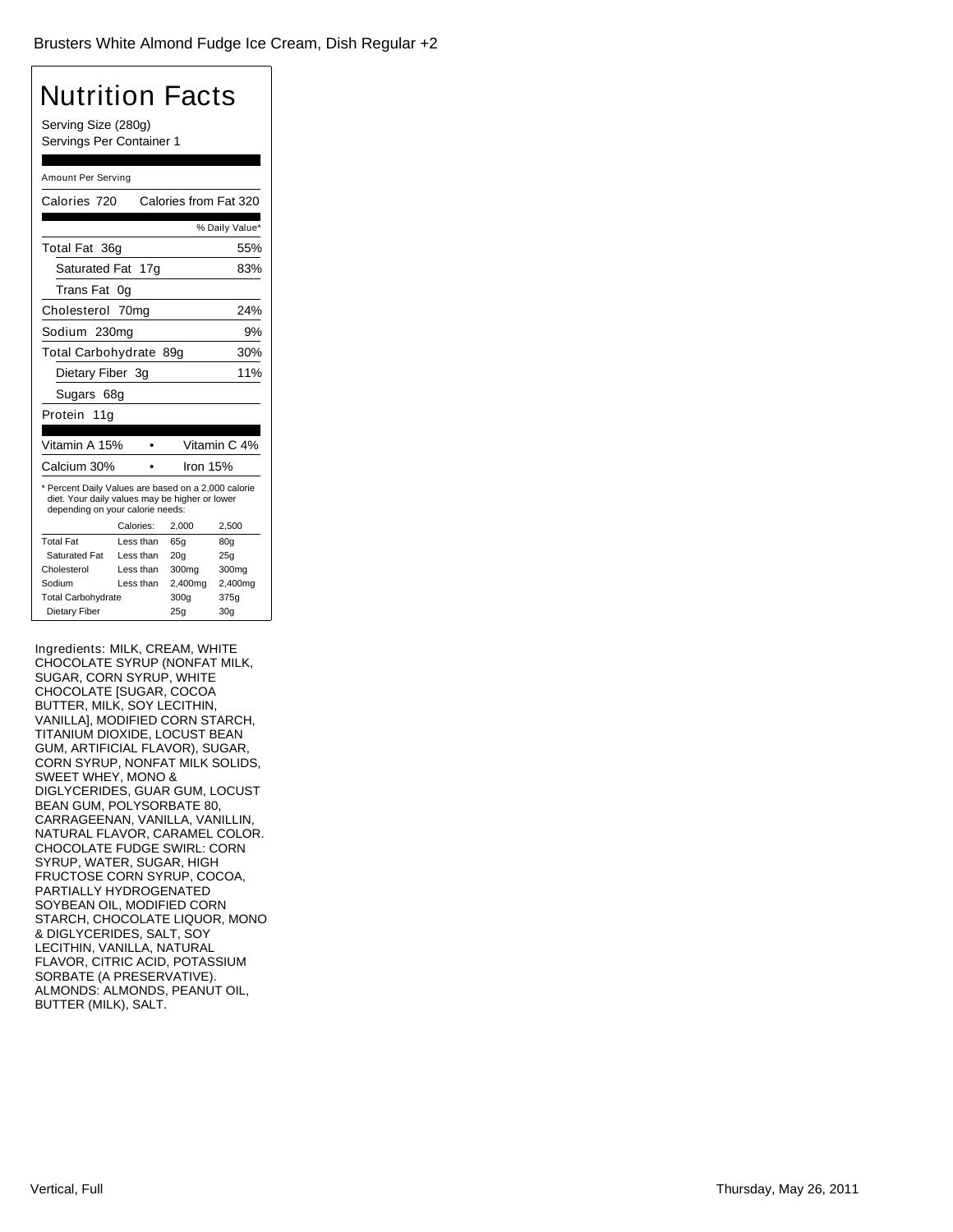Brusters White Almond Fudge Ice Cream, Dish Regular +2

# Nutrition Facts

Serving Size (280g)
Servings Per Container 1

Amount Per Serving

Calories 720 Calories from Fat 320

| | % Daily Value* |
|---|---|
| Total Fat 36g | 55% |
| Saturated Fat 17g | 83% |
| Trans Fat 0g | |
| Cholesterol 70mg | 24% |
| Sodium 230mg | 9% |
| Total Carbohydrate 89g | 30% |
| Dietary Fiber 3g | 11% |
| Sugars 68g | |
| Protein 11g | |

| | |
|---|---|
| Vitamin A 15% | Vitamin C 4% |
| Calcium 30% | Iron 15% |

* Percent Daily Values are based on a 2,000 calorie diet. Your daily values may be higher or lower depending on your calorie needs:

| | Calories: | 2,000 | 2,500 |
|---|---|---|---|
| Total Fat | Less than | 65g | 80g |
| Saturated Fat | Less than | 20g | 25g |
| Cholesterol | Less than | 300mg | 300mg |
| Sodium | Less than | 2,400mg | 2,400mg |
| Total Carbohydrate | | 300g | 375g |
| Dietary Fiber | | 25g | 30g |

Ingredients: MILK, CREAM, WHITE CHOCOLATE SYRUP (NONFAT MILK, SUGAR, CORN SYRUP, WHITE CHOCOLATE [SUGAR, COCOA BUTTER, MILK, SOY LECITHIN, VANILLA], MODIFIED CORN STARCH, TITANIUM DIOXIDE, LOCUST BEAN GUM, ARTIFICIAL FLAVOR), SUGAR, CORN SYRUP, NONFAT MILK SOLIDS, SWEET WHEY, MONO & DIGLYCERIDES, GUAR GUM, LOCUST BEAN GUM, POLYSORBATE 80, CARRAGEENAN, VANILLA, VANILLIN, NATURAL FLAVOR, CARAMEL COLOR. CHOCOLATE FUDGE SWIRL: CORN SYRUP, WATER, SUGAR, HIGH FRUCTOSE CORN SYRUP, COCOA, PARTIALLY HYDROGENATED SOYBEAN OIL, MODIFIED CORN STARCH, CHOCOLATE LIQUOR, MONO & DIGLYCERIDES, SALT, SOY LECITHIN, VANILLA, NATURAL FLAVOR, CITRIC ACID, POTASSIUM SORBATE (A PRESERVATIVE). ALMONDS: ALMONDS, PEANUT OIL, BUTTER (MILK), SALT.

Vertical, Full

Thursday, May 26, 2011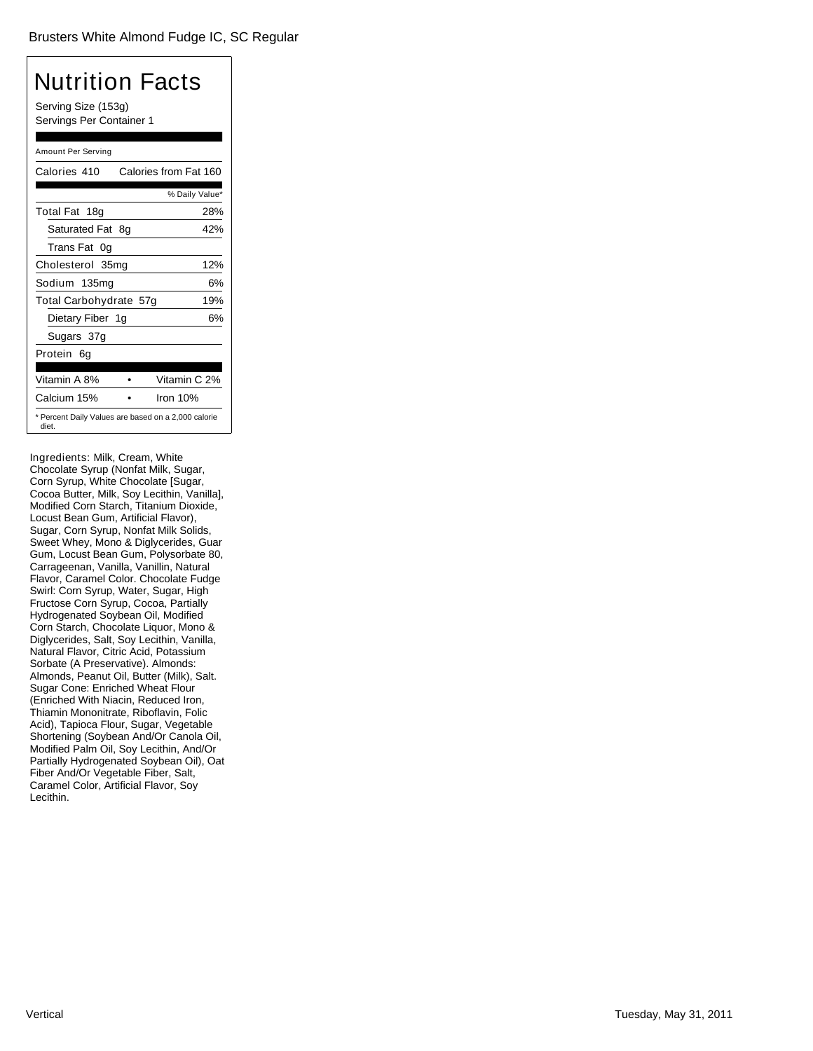Brusters White Almond Fudge IC, SC Regular

# Nutrition Facts

Serving Size (153g)
Servings Per Container 1

Amount Per Serving

| Calories 410 | Calories from Fat 160 |
|---|---|
| | % Daily Value* |
| Total Fat 18g | 28% |
| Saturated Fat 8g | 42% |
| Trans Fat 0g | |
| Cholesterol 35mg | 12% |
| Sodium 135mg | 6% |
| Total Carbohydrate 57g | 19% |
| Dietary Fiber 1g | 6% |
| Sugars 37g | |
| Protein 6g | |

| Vitamin A 8% | • | Vitamin C 2% |
|---|---|---|
| Calcium 15% | • | Iron 10% |

* Percent Daily Values are based on a 2,000 calorie diet.

Ingredients: Milk, Cream, White Chocolate Syrup (Nonfat Milk, Sugar, Corn Syrup, White Chocolate [Sugar, Cocoa Butter, Milk, Soy Lecithin, Vanilla], Modified Corn Starch, Titanium Dioxide, Locust Bean Gum, Artificial Flavor), Sugar, Corn Syrup, Nonfat Milk Solids, Sweet Whey, Mono & Diglycerides, Guar Gum, Locust Bean Gum, Polysorbate 80, Carrageenan, Vanilla, Vanillin, Natural Flavor, Caramel Color. Chocolate Fudge Swirl: Corn Syrup, Water, Sugar, High Fructose Corn Syrup, Cocoa, Partially Hydrogenated Soybean Oil, Modified Corn Starch, Chocolate Liquor, Mono & Diglycerides, Salt, Soy Lecithin, Vanilla, Natural Flavor, Citric Acid, Potassium Sorbate (A Preservative). Almonds: Almonds, Peanut Oil, Butter (Milk), Salt. Sugar Cone: Enriched Wheat Flour (Enriched With Niacin, Reduced Iron, Thiamin Mononitrate, Riboflavin, Folic Acid), Tapioca Flour, Sugar, Vegetable Shortening (Soybean And/Or Canola Oil, Modified Palm Oil, Soy Lecithin, And/Or Partially Hydrogenated Soybean Oil), Oat Fiber And/Or Vegetable Fiber, Salt, Caramel Color, Artificial Flavor, Soy Lecithin.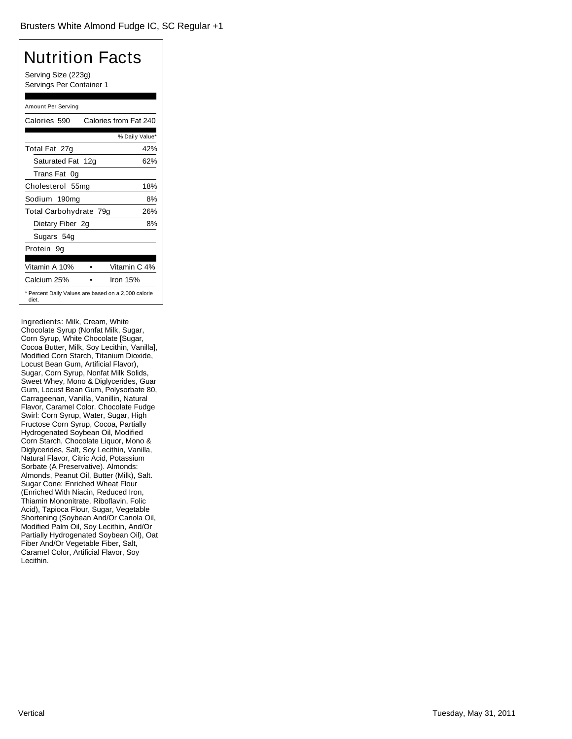Brusters White Almond Fudge IC, SC Regular +1

# Nutrition Facts

Serving Size (223g)
Servings Per Container 1

Amount Per Serving

| Calories 590 | Calories from Fat 240 |
|---|---|
| | % Daily Value* |
| Total Fat 27g | 42% |
| Saturated Fat 12g | 62% |
| Trans Fat 0g | |
| Cholesterol 55mg | 18% |
| Sodium 190mg | 8% |
| Total Carbohydrate 79g | 26% |
| Dietary Fiber 2g | 8% |
| Sugars 54g | |
| Protein 9g | |

| Vitamin A 10% | • | Vitamin C 4% |
|---|---|---|
| Calcium 25% | • | Iron 15% |

* Percent Daily Values are based on a 2,000 calorie diet.

Ingredients: Milk, Cream, White Chocolate Syrup (Nonfat Milk, Sugar, Corn Syrup, White Chocolate [Sugar, Cocoa Butter, Milk, Soy Lecithin, Vanilla], Modified Corn Starch, Titanium Dioxide, Locust Bean Gum, Artificial Flavor), Sugar, Corn Syrup, Nonfat Milk Solids, Sweet Whey, Mono & Diglycerides, Guar Gum, Locust Bean Gum, Polysorbate 80, Carrageenan, Vanilla, Vanillin, Natural Flavor, Caramel Color. Chocolate Fudge Swirl: Corn Syrup, Water, Sugar, High Fructose Corn Syrup, Cocoa, Partially Hydrogenated Soybean Oil, Modified Corn Starch, Chocolate Liquor, Mono & Diglycerides, Salt, Soy Lecithin, Vanilla, Natural Flavor, Citric Acid, Potassium Sorbate (A Preservative). Almonds: Almonds, Peanut Oil, Butter (Milk), Salt. Sugar Cone: Enriched Wheat Flour (Enriched With Niacin, Reduced Iron, Thiamin Mononitrate, Riboflavin, Folic Acid), Tapioca Flour, Sugar, Vegetable Shortening (Soybean And/Or Canola Oil, Modified Palm Oil, Soy Lecithin, And/Or Partially Hydrogenated Soybean Oil), Oat Fiber And/Or Vegetable Fiber, Salt, Caramel Color, Artificial Flavor, Soy Lecithin.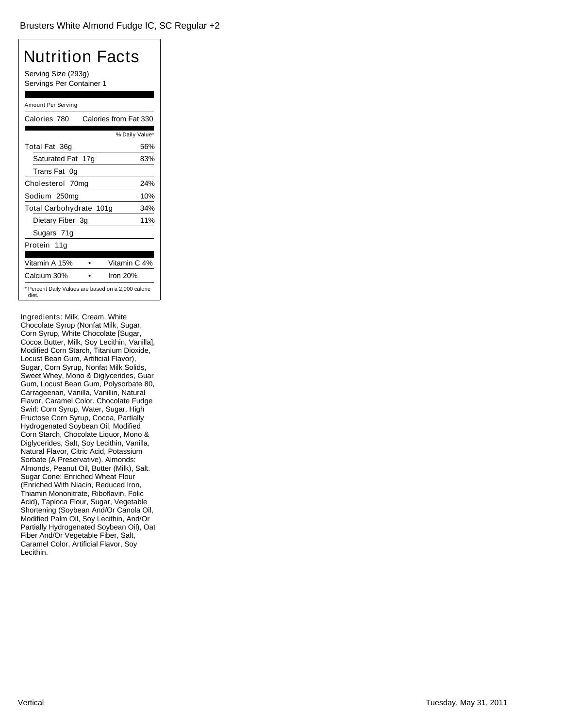Brusters White Almond Fudge IC, SC Regular +2

# Nutrition Facts

Serving Size (293g)
Servings Per Container 1

Amount Per Serving

| Calories 780 | Calories from Fat 330 |
|---|---|
| | % Daily Value* |
| Total Fat 36g | 56% |
| Saturated Fat 17g | 83% |
| Trans Fat 0g | |
| Cholesterol 70mg | 24% |
| Sodium 250mg | 10% |
| Total Carbohydrate 101g | 34% |
| Dietary Fiber 3g | 11% |
| Sugars 71g | |
| Protein 11g | |

| Vitamin A 15% | • | Vitamin C 4% |
|---|---|---|
| Calcium 30% | • | Iron 20% |

* Percent Daily Values are based on a 2,000 calorie diet.

Ingredients: Milk, Cream, White Chocolate Syrup (Nonfat Milk, Sugar, Corn Syrup, White Chocolate [Sugar, Cocoa Butter, Milk, Soy Lecithin, Vanilla], Modified Corn Starch, Titanium Dioxide, Locust Bean Gum, Artificial Flavor), Sugar, Corn Syrup, Nonfat Milk Solids, Sweet Whey, Mono & Diglycerides, Guar Gum, Locust Bean Gum, Polysorbate 80, Carrageenan, Vanilla, Vanillin, Natural Flavor, Caramel Color. Chocolate Fudge Swirl: Corn Syrup, Water, Sugar, High Fructose Corn Syrup, Cocoa, Partially Hydrogenated Soybean Oil, Modified Corn Starch, Chocolate Liquor, Mono & Diglycerides, Salt, Soy Lecithin, Vanilla, Natural Flavor, Citric Acid, Potassium Sorbate (A Preservative). Almonds: Almonds, Peanut Oil, Butter (Milk), Salt. Sugar Cone: Enriched Wheat Flour (Enriched With Niacin, Reduced Iron, Thiamin Mononitrate, Riboflavin, Folic Acid), Tapioca Flour, Sugar, Vegetable Shortening (Soybean And/Or Canola Oil, Modified Palm Oil, Soy Lecithin, And/Or Partially Hydrogenated Soybean Oil), Oat Fiber And/Or Vegetable Fiber, Salt, Caramel Color, Artificial Flavor, Soy Lecithin.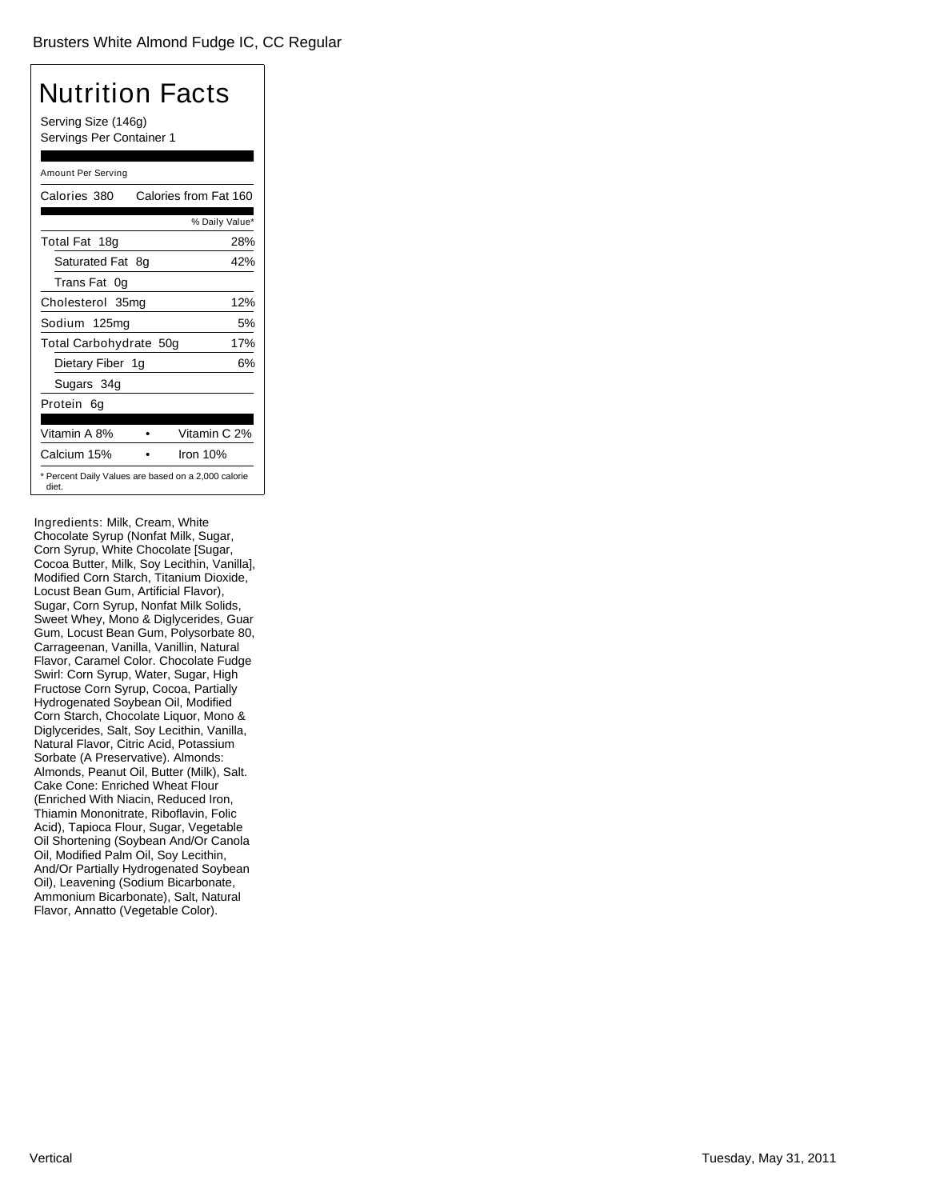Brusters White Almond Fudge IC, CC Regular

# Nutrition Facts

Serving Size (146g)
Servings Per Container 1

Amount Per Serving

| Calories 380 | Calories from Fat 160 |
|---|---|
| | % Daily Value* |
| Total Fat 18g | 28% |
| Saturated Fat 8g | 42% |
| Trans Fat 0g | |
| Cholesterol 35mg | 12% |
| Sodium 125mg | 5% |
| Total Carbohydrate 50g | 17% |
| Dietary Fiber 1g | 6% |
| Sugars 34g | |
| Protein 6g | |

| Vitamin A 8% | • | Vitamin C 2% |
|---|---|---|
| Calcium 15% | • | Iron 10% |

* Percent Daily Values are based on a 2,000 calorie diet.

Ingredients: Milk, Cream, White Chocolate Syrup (Nonfat Milk, Sugar, Corn Syrup, White Chocolate [Sugar, Cocoa Butter, Milk, Soy Lecithin, Vanilla], Modified Corn Starch, Titanium Dioxide, Locust Bean Gum, Artificial Flavor), Sugar, Corn Syrup, Nonfat Milk Solids, Sweet Whey, Mono & Diglycerides, Guar Gum, Locust Bean Gum, Polysorbate 80, Carrageenan, Vanilla, Vanillin, Natural Flavor, Caramel Color. Chocolate Fudge Swirl: Corn Syrup, Water, Sugar, High Fructose Corn Syrup, Cocoa, Partially Hydrogenated Soybean Oil, Modified Corn Starch, Chocolate Liquor, Mono & Diglycerides, Salt, Soy Lecithin, Vanilla, Natural Flavor, Citric Acid, Potassium Sorbate (A Preservative). Almonds: Almonds, Peanut Oil, Butter (Milk), Salt. Cake Cone: Enriched Wheat Flour (Enriched With Niacin, Reduced Iron, Thiamin Mononitrate, Riboflavin, Folic Acid), Tapioca Flour, Sugar, Vegetable Oil Shortening (Soybean And/Or Canola Oil, Modified Palm Oil, Soy Lecithin, And/Or Partially Hydrogenated Soybean Oil), Leavening (Sodium Bicarbonate, Ammonium Bicarbonate), Salt, Natural Flavor, Annatto (Vegetable Color).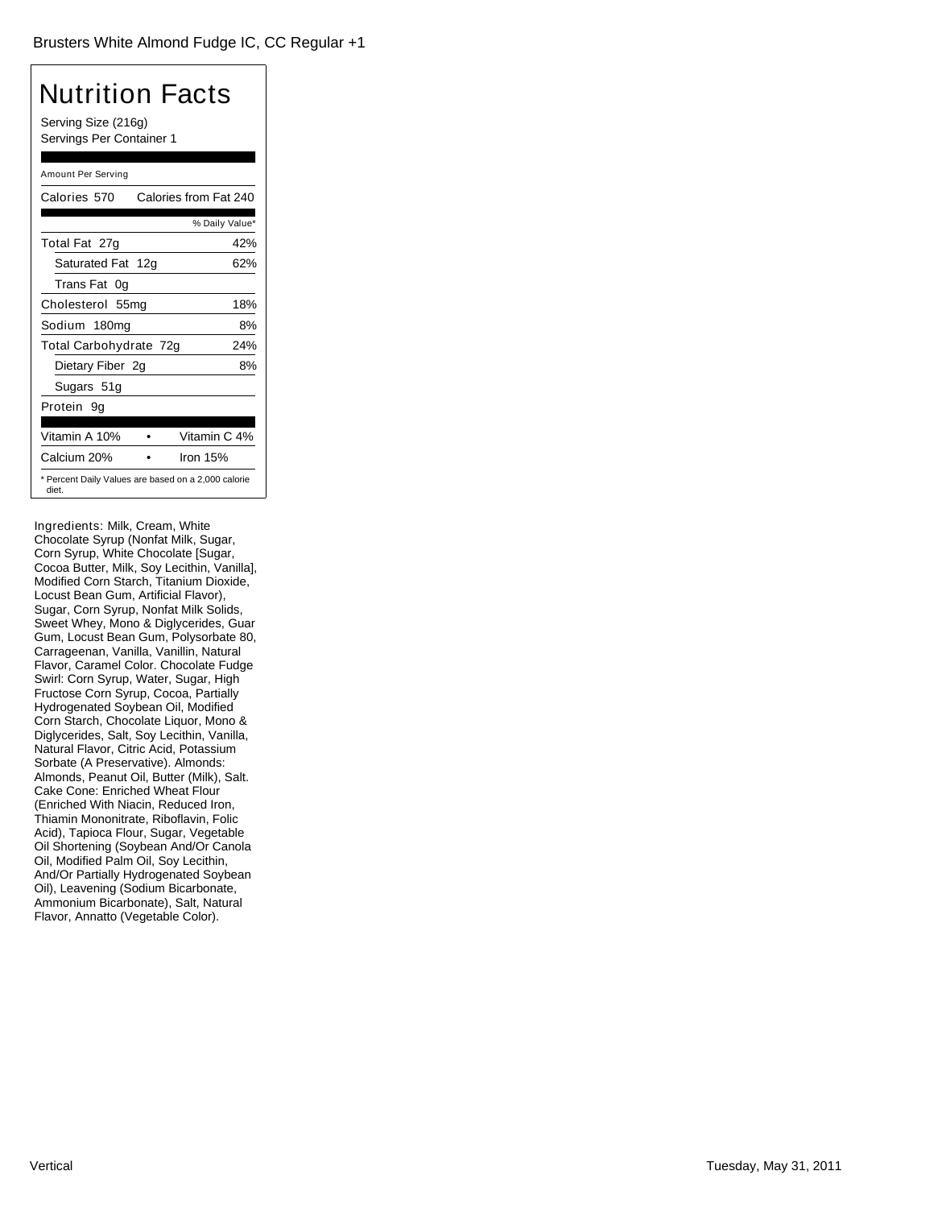Brusters White Almond Fudge IC, CC Regular +1

# Nutrition Facts

Serving Size (216g)
Servings Per Container 1

Amount Per Serving

| Calories 570 | Calories from Fat 240 |
|---|---|
| | % Daily Value* |
| Total Fat 27g | 42% |
| Saturated Fat 12g | 62% |
| Trans Fat 0g | |
| Cholesterol 55mg | 18% |
| Sodium 180mg | 8% |
| Total Carbohydrate 72g | 24% |
| Dietary Fiber 2g | 8% |
| Sugars 51g | |
| Protein 9g | |

| Vitamin A 10% | • | Vitamin C 4% |
|---|---|---|
| Calcium 20% | • | Iron 15% |

* Percent Daily Values are based on a 2,000 calorie diet.

Ingredients: Milk, Cream, White Chocolate Syrup (Nonfat Milk, Sugar, Corn Syrup, White Chocolate [Sugar, Cocoa Butter, Milk, Soy Lecithin, Vanilla], Modified Corn Starch, Titanium Dioxide, Locust Bean Gum, Artificial Flavor), Sugar, Corn Syrup, Nonfat Milk Solids, Sweet Whey, Mono & Diglycerides, Guar Gum, Locust Bean Gum, Polysorbate 80, Carrageenan, Vanilla, Vanillin, Natural Flavor, Caramel Color. Chocolate Fudge Swirl: Corn Syrup, Water, Sugar, High Fructose Corn Syrup, Cocoa, Partially Hydrogenated Soybean Oil, Modified Corn Starch, Chocolate Liquor, Mono & Diglycerides, Salt, Soy Lecithin, Vanilla, Natural Flavor, Citric Acid, Potassium Sorbate (A Preservative). Almonds: Almonds, Peanut Oil, Butter (Milk), Salt. Cake Cone: Enriched Wheat Flour (Enriched With Niacin, Reduced Iron, Thiamin Mononitrate, Riboflavin, Folic Acid), Tapioca Flour, Sugar, Vegetable Oil Shortening (Soybean And/Or Canola Oil, Modified Palm Oil, Soy Lecithin, And/Or Partially Hydrogenated Soybean Oil), Leavening (Sodium Bicarbonate, Ammonium Bicarbonate), Salt, Natural Flavor, Annatto (Vegetable Color).

Vertical

Tuesday, May 31, 2011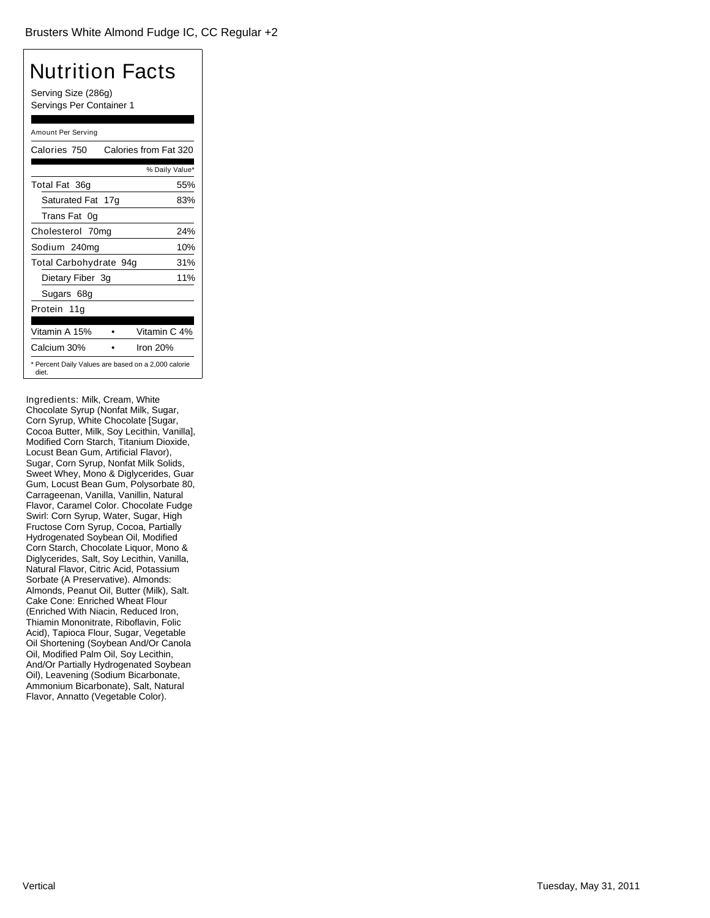Brusters White Almond Fudge IC, CC Regular +2

# Nutrition Facts

Serving Size (286g)
Servings Per Container 1

Amount Per Serving

| Calories 750 | Calories from Fat 320 |
|---|---|
| | % Daily Value* |
| Total Fat 36g | 55% |
| Saturated Fat 17g | 83% |
| Trans Fat 0g | |
| Cholesterol 70mg | 24% |
| Sodium 240mg | 10% |
| Total Carbohydrate 94g | 31% |
| Dietary Fiber 3g | 11% |
| Sugars 68g | |
| Protein 11g | |

| Vitamin A 15% | • | Vitamin C 4% |
|---|---|---|
| Calcium 30% | • | Iron 20% |

* Percent Daily Values are based on a 2,000 calorie diet.

Ingredients: Milk, Cream, White Chocolate Syrup (Nonfat Milk, Sugar, Corn Syrup, White Chocolate [Sugar, Cocoa Butter, Milk, Soy Lecithin, Vanilla], Modified Corn Starch, Titanium Dioxide, Locust Bean Gum, Artificial Flavor), Sugar, Corn Syrup, Nonfat Milk Solids, Sweet Whey, Mono & Diglycerides, Guar Gum, Locust Bean Gum, Polysorbate 80, Carrageenan, Vanilla, Vanillin, Natural Flavor, Caramel Color. Chocolate Fudge Swirl: Corn Syrup, Water, Sugar, High Fructose Corn Syrup, Cocoa, Partially Hydrogenated Soybean Oil, Modified Corn Starch, Chocolate Liquor, Mono & Diglycerides, Salt, Soy Lecithin, Vanilla, Natural Flavor, Citric Acid, Potassium Sorbate (A Preservative). Almonds: Almonds, Peanut Oil, Butter (Milk), Salt. Cake Cone: Enriched Wheat Flour (Enriched With Niacin, Reduced Iron, Thiamin Mononitrate, Riboflavin, Folic Acid), Tapioca Flour, Sugar, Vegetable Oil Shortening (Soybean And/Or Canola Oil, Modified Palm Oil, Soy Lecithin, And/Or Partially Hydrogenated Soybean Oil), Leavening (Sodium Bicarbonate, Ammonium Bicarbonate), Salt, Natural Flavor, Annatto (Vegetable Color).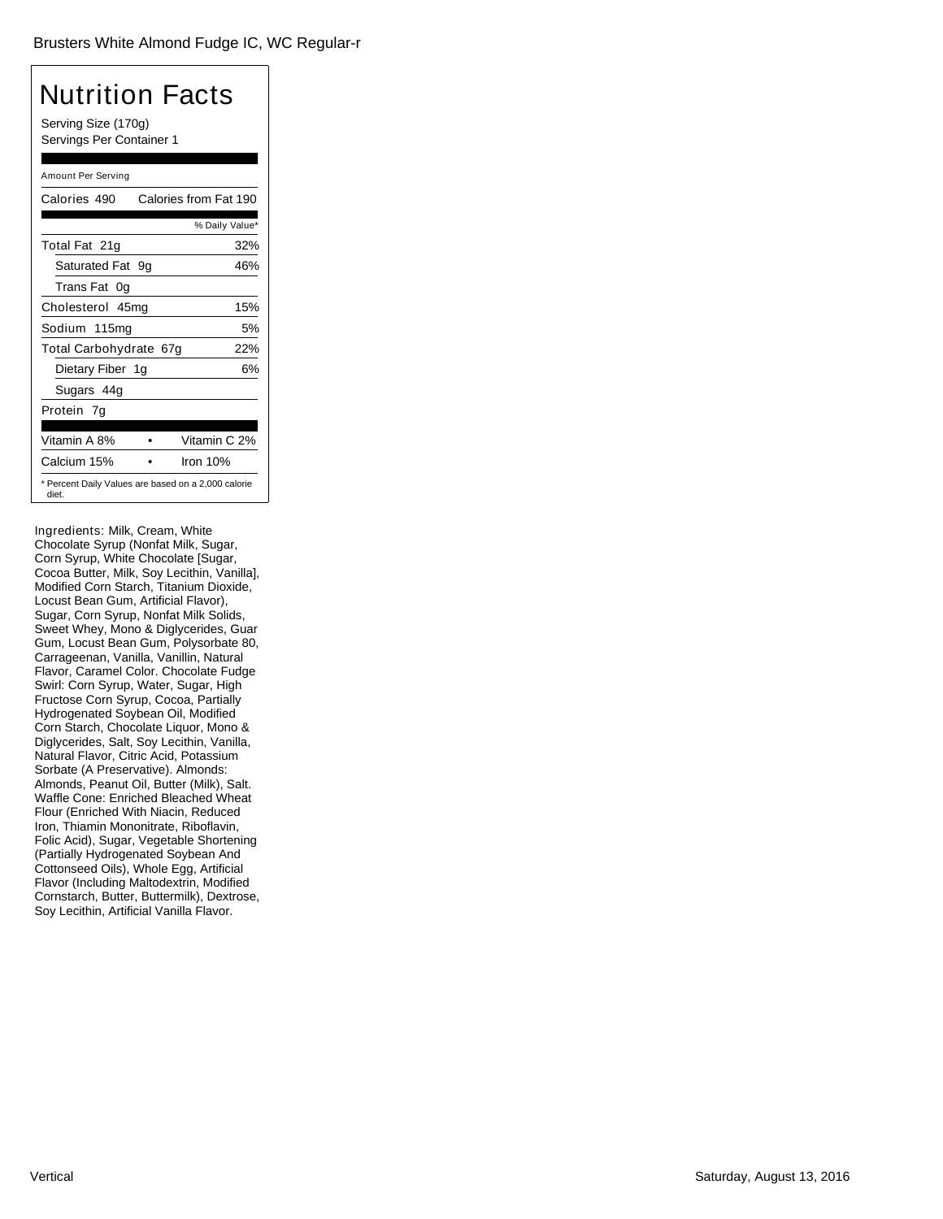Brusters White Almond Fudge IC, WC Regular-r

# Nutrition Facts

Serving Size (170g)
Servings Per Container 1

Amount Per Serving

| Calories 490 | Calories from Fat 190 |
|---|---|
| | % Daily Value* |
| Total Fat 21g | 32% |
| Saturated Fat 9g | 46% |
| Trans Fat 0g | |
| Cholesterol 45mg | 15% |
| Sodium 115mg | 5% |
| Total Carbohydrate 67g | 22% |
| Dietary Fiber 1g | 6% |
| Sugars 44g | |
| Protein 7g | |

| Vitamin A 8% | • | Vitamin C 2% |
|---|---|---|
| Calcium 15% | • | Iron 10% |

* Percent Daily Values are based on a 2,000 calorie diet.

Ingredients: Milk, Cream, White Chocolate Syrup (Nonfat Milk, Sugar, Corn Syrup, White Chocolate [Sugar, Cocoa Butter, Milk, Soy Lecithin, Vanilla], Modified Corn Starch, Titanium Dioxide, Locust Bean Gum, Artificial Flavor), Sugar, Corn Syrup, Nonfat Milk Solids, Sweet Whey, Mono & Diglycerides, Guar Gum, Locust Bean Gum, Polysorbate 80, Carrageenan, Vanilla, Vanillin, Natural Flavor, Caramel Color. Chocolate Fudge Swirl: Corn Syrup, Water, Sugar, High Fructose Corn Syrup, Cocoa, Partially Hydrogenated Soybean Oil, Modified Corn Starch, Chocolate Liquor, Mono & Diglycerides, Salt, Soy Lecithin, Vanilla, Natural Flavor, Citric Acid, Potassium Sorbate (A Preservative). Almonds: Almonds, Peanut Oil, Butter (Milk), Salt. Waffle Cone: Enriched Bleached Wheat Flour (Enriched With Niacin, Reduced Iron, Thiamin Mononitrate, Riboflavin, Folic Acid), Sugar, Vegetable Shortening (Partially Hydrogenated Soybean And Cottonseed Oils), Whole Egg, Artificial Flavor (Including Maltodextrin, Modified Cornstarch, Butter, Buttermilk), Dextrose, Soy Lecithin, Artificial Vanilla Flavor.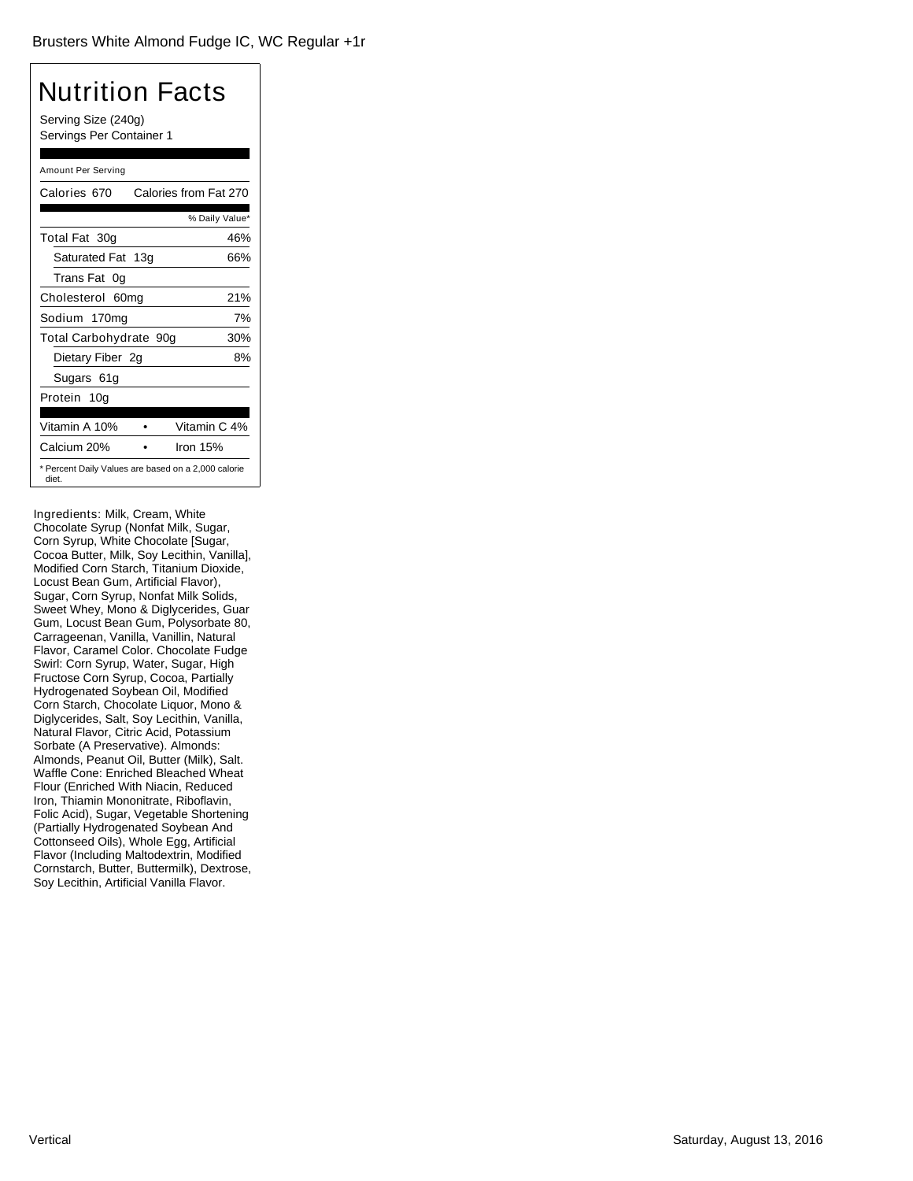Brusters White Almond Fudge IC, WC Regular +1r

# Nutrition Facts

Serving Size (240g)
Servings Per Container 1

| Amount Per Serving | |
|---|---|
| Calories 670 | Calories from Fat 270 |
| | % Daily Value* |
| Total Fat 30g | 46% |
| Saturated Fat 13g | 66% |
| Trans Fat 0g | |
| Cholesterol 60mg | 21% |
| Sodium 170mg | 7% |
| Total Carbohydrate 90g | 30% |
| Dietary Fiber 2g | 8% |
| Sugars 61g | |
| Protein 10g | |
| Vitamin A 10% | Vitamin C 4% |
| Calcium 20% | Iron 15% |

* Percent Daily Values are based on a 2,000 calorie diet.

Ingredients: Milk, Cream, White Chocolate Syrup (Nonfat Milk, Sugar, Corn Syrup, White Chocolate [Sugar, Cocoa Butter, Milk, Soy Lecithin, Vanilla], Modified Corn Starch, Titanium Dioxide, Locust Bean Gum, Artificial Flavor), Sugar, Corn Syrup, Nonfat Milk Solids, Sweet Whey, Mono & Diglycerides, Guar Gum, Locust Bean Gum, Polysorbate 80, Carrageenan, Vanilla, Vanillin, Natural Flavor, Caramel Color. Chocolate Fudge Swirl: Corn Syrup, Water, Sugar, High Fructose Corn Syrup, Cocoa, Partially Hydrogenated Soybean Oil, Modified Corn Starch, Chocolate Liquor, Mono & Diglycerides, Salt, Soy Lecithin, Vanilla, Natural Flavor, Citric Acid, Potassium Sorbate (A Preservative). Almonds: Almonds, Peanut Oil, Butter (Milk), Salt. Waffle Cone: Enriched Bleached Wheat Flour (Enriched With Niacin, Reduced Iron, Thiamin Mononitrate, Riboflavin, Folic Acid), Sugar, Vegetable Shortening (Partially Hydrogenated Soybean And Cottonseed Oils), Whole Egg, Artificial Flavor (Including Maltodextrin, Modified Cornstarch, Butter, Buttermilk), Dextrose, Soy Lecithin, Artificial Vanilla Flavor.

Vertical

Saturday, August 13, 2016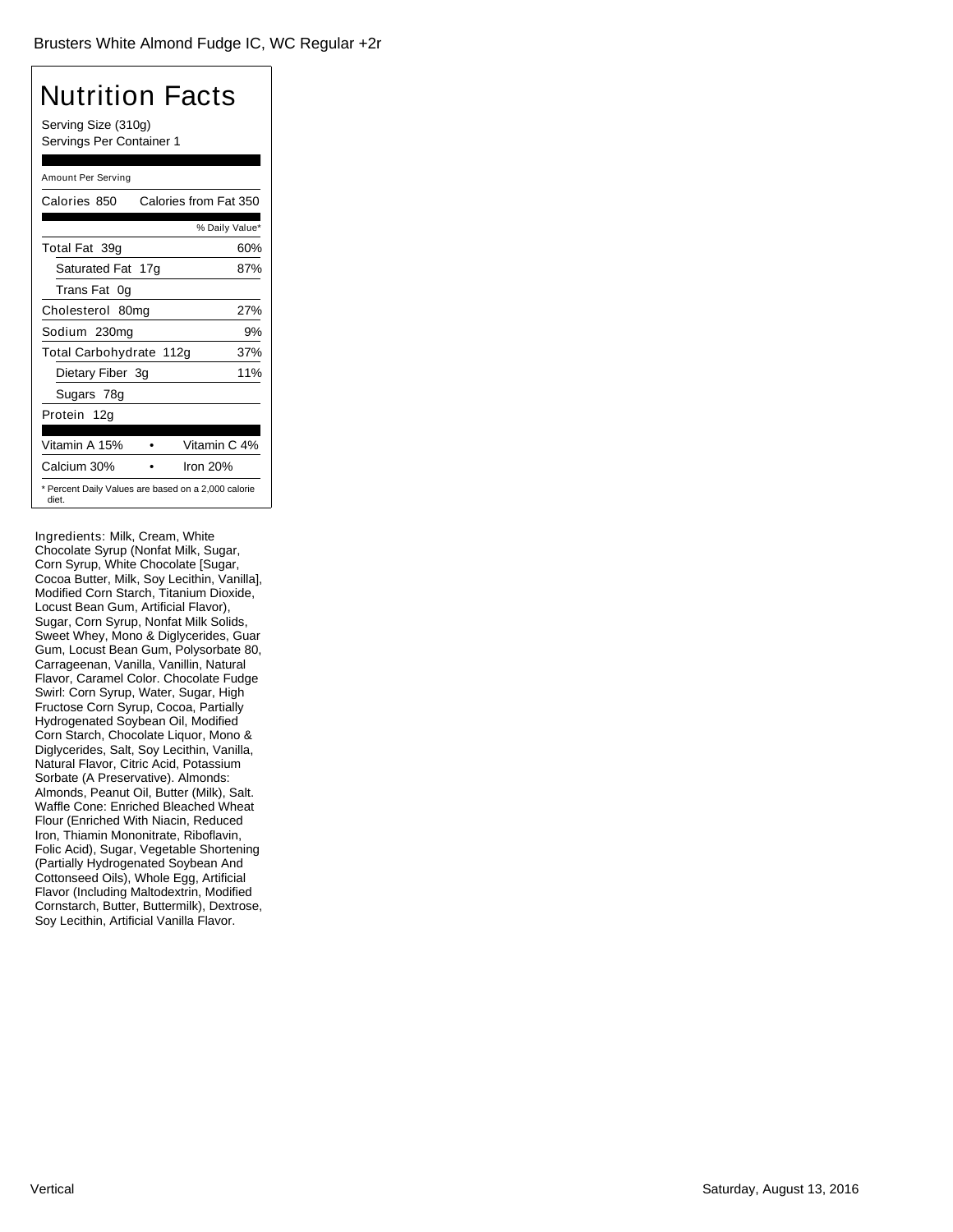Brusters White Almond Fudge IC, WC Regular +2r

# Nutrition Facts

Serving Size (310g)
Servings Per Container 1

Amount Per Serving

| | |
|---|---|
| Calories 850 | Calories from Fat 350 |
| | % Daily Value* |
| Total Fat 39g | 60% |
| Saturated Fat 17g | 87% |
| Trans Fat 0g | |
| Cholesterol 80mg | 27% |
| Sodium 230mg | 9% |
| Total Carbohydrate 112g | 37% |
| Dietary Fiber 3g | 11% |
| Sugars 78g | |
| Protein 12g | |
| Vitamin A 15% • | Vitamin C 4% |
| Calcium 30% • | Iron 20% |

* Percent Daily Values are based on a 2,000 calorie diet.

Ingredients: Milk, Cream, White Chocolate Syrup (Nonfat Milk, Sugar, Corn Syrup, White Chocolate [Sugar, Cocoa Butter, Milk, Soy Lecithin, Vanilla], Modified Corn Starch, Titanium Dioxide, Locust Bean Gum, Artificial Flavor), Sugar, Corn Syrup, Nonfat Milk Solids, Sweet Whey, Mono & Diglycerides, Guar Gum, Locust Bean Gum, Polysorbate 80, Carrageenan, Vanilla, Vanillin, Natural Flavor, Caramel Color. Chocolate Fudge Swirl: Corn Syrup, Water, Sugar, High Fructose Corn Syrup, Cocoa, Partially Hydrogenated Soybean Oil, Modified Corn Starch, Chocolate Liquor, Mono & Diglycerides, Salt, Soy Lecithin, Vanilla, Natural Flavor, Citric Acid, Potassium Sorbate (A Preservative). Almonds: Almonds, Peanut Oil, Butter (Milk), Salt. Waffle Cone: Enriched Bleached Wheat Flour (Enriched With Niacin, Reduced Iron, Thiamin Mononitrate, Riboflavin, Folic Acid), Sugar, Vegetable Shortening (Partially Hydrogenated Soybean And Cottonseed Oils), Whole Egg, Artificial Flavor (Including Maltodextrin, Modified Cornstarch, Butter, Buttermilk), Dextrose, Soy Lecithin, Artificial Vanilla Flavor.

Vertical

Saturday, August 13, 2016